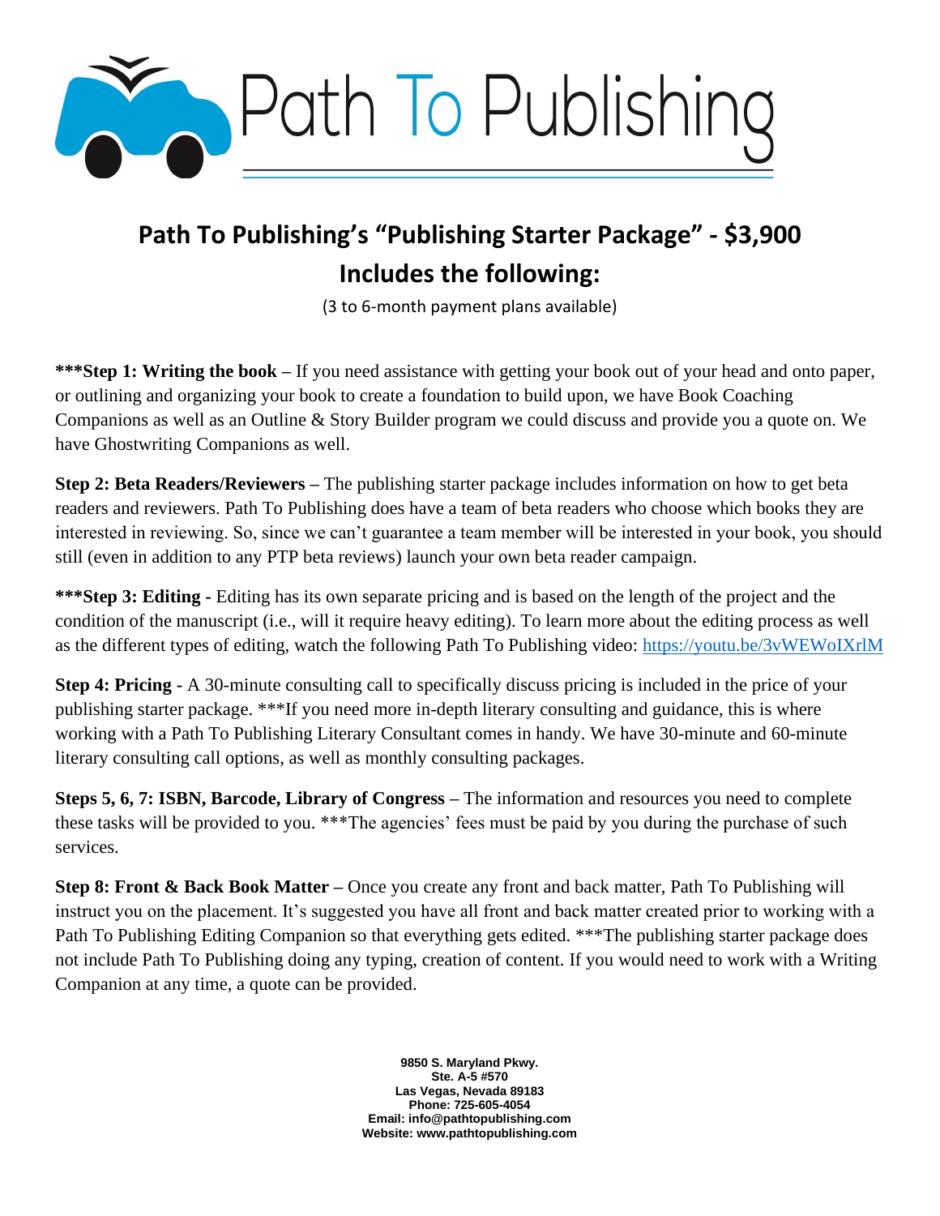# Path To Publishing

## Path To Publishing's "Publishing Starter Package" - $3,900
## Includes the following:

(3 to 6-month payment plans available)

*****Step 1: Writing the book** – If you need assistance with getting your book out of your head and onto paper, or outlining and organizing your book to create a foundation to build upon, we have Book Coaching Companions as well as an Outline & Story Builder program we could discuss and provide you a quote on. We have Ghostwriting Companions as well.

**Step 2: Beta Readers/Reviewers** – The publishing starter package includes information on how to get beta readers and reviewers. Path To Publishing does have a team of beta readers who choose which books they are interested in reviewing. So, since we can't guarantee a team member will be interested in your book, you should still (even in addition to any PTP beta reviews) launch your own beta reader campaign.

*****Step 3: Editing** - Editing has its own separate pricing and is based on the length of the project and the condition of the manuscript (i.e., will it require heavy editing). To learn more about the editing process as well as the different types of editing, watch the following Path To Publishing video: https://youtu.be/3vWEWoIXrlM

**Step 4: Pricing** - A 30-minute consulting call to specifically discuss pricing is included in the price of your publishing starter package. ***If you need more in-depth literary consulting and guidance, this is where working with a Path To Publishing Literary Consultant comes in handy. We have 30-minute and 60-minute literary consulting call options, as well as monthly consulting packages.

**Steps 5, 6, 7: ISBN, Barcode, Library of Congress** – The information and resources you need to complete these tasks will be provided to you. ***The agencies' fees must be paid by you during the purchase of such services.

**Step 8: Front & Back Book Matter** – Once you create any front and back matter, Path To Publishing will instruct you on the placement. It's suggested you have all front and back matter created prior to working with a Path To Publishing Editing Companion so that everything gets edited. ***The publishing starter package does not include Path To Publishing doing any typing, creation of content. If you would need to work with a Writing Companion at any time, a quote can be provided.

**9850 S. Maryland Pkwy.**
**Ste. A-5 #570**
**Las Vegas, Nevada 89183**
**Phone: 725-605-4054**
**Email: info@pathtopublishing.com**
**Website: www.pathtopublishing.com**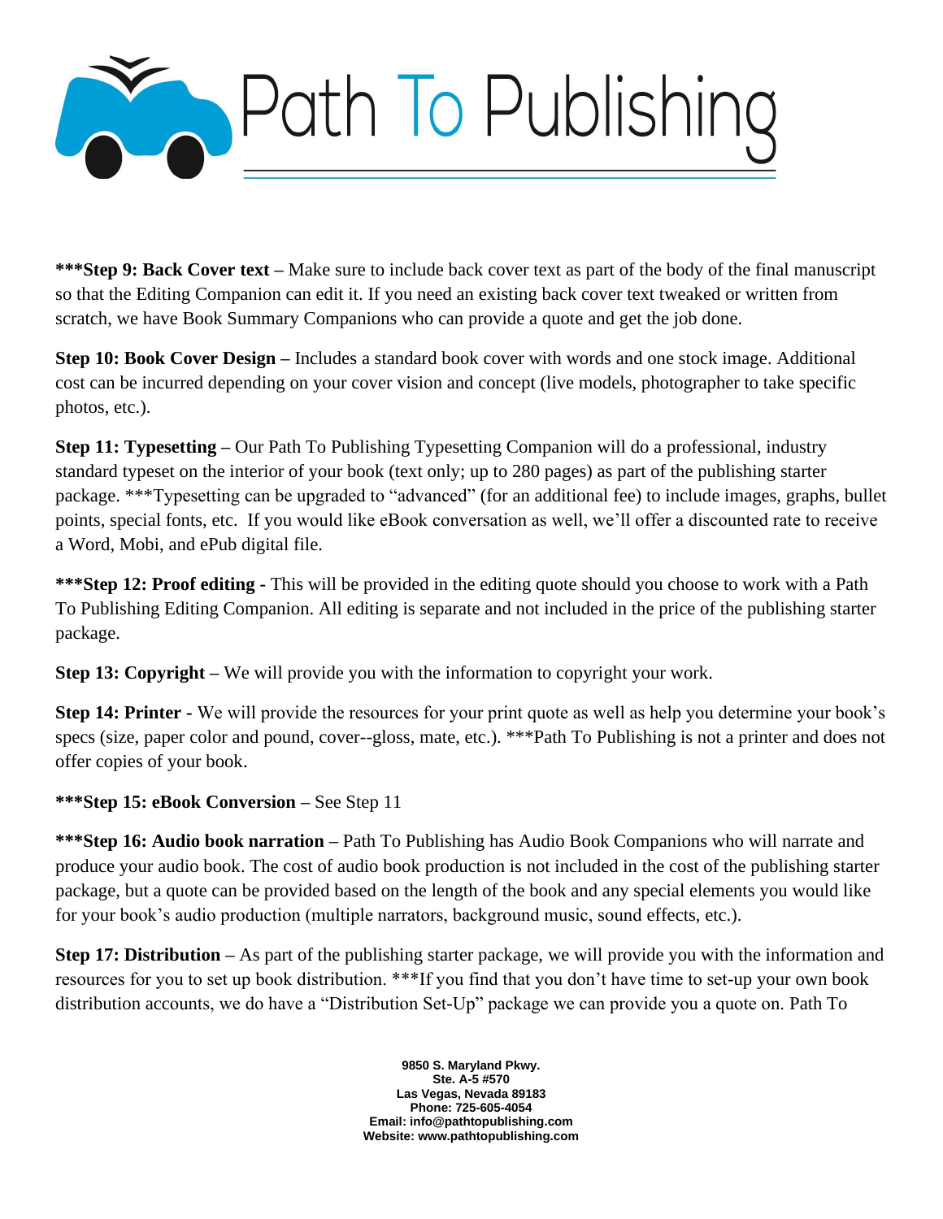***Step 9: Back Cover text** – Make sure to include back cover text as part of the body of the final manuscript so that the Editing Companion can edit it. If you need an existing back cover text tweaked or written from scratch, we have Book Summary Companions who can provide a quote and get the job done.

**Step 10: Book Cover Design** – Includes a standard book cover with words and one stock image. Additional cost can be incurred depending on your cover vision and concept (live models, photographer to take specific photos, etc.).

**Step 11: Typesetting** – Our Path To Publishing Typesetting Companion will do a professional, industry standard typeset on the interior of your book (text only; up to 280 pages) as part of the publishing starter package. ***Typesetting can be upgraded to "advanced" (for an additional fee) to include images, graphs, bullet points, special fonts, etc. If you would like eBook conversation as well, we'll offer a discounted rate to receive a Word, Mobi, and ePub digital file.

***Step 12: Proof editing** - This will be provided in the editing quote should you choose to work with a Path To Publishing Editing Companion. All editing is separate and not included in the price of the publishing starter package.

**Step 13: Copyright** – We will provide you with the information to copyright your work.

**Step 14: Printer** - We will provide the resources for your print quote as well as help you determine your book's specs (size, paper color and pound, cover--gloss, mate, etc.). ***Path To Publishing is not a printer and does not offer copies of your book.

***Step 15: eBook Conversion** – See Step 11

***Step 16: Audio book narration** – Path To Publishing has Audio Book Companions who will narrate and produce your audio book. The cost of audio book production is not included in the cost of the publishing starter package, but a quote can be provided based on the length of the book and any special elements you would like for your book's audio production (multiple narrators, background music, sound effects, etc.).

**Step 17: Distribution** – As part of the publishing starter package, we will provide you with the information and resources for you to set up book distribution. ***If you find that you don't have time to set-up your own book distribution accounts, we do have a "Distribution Set-Up" package we can provide you a quote on. Path To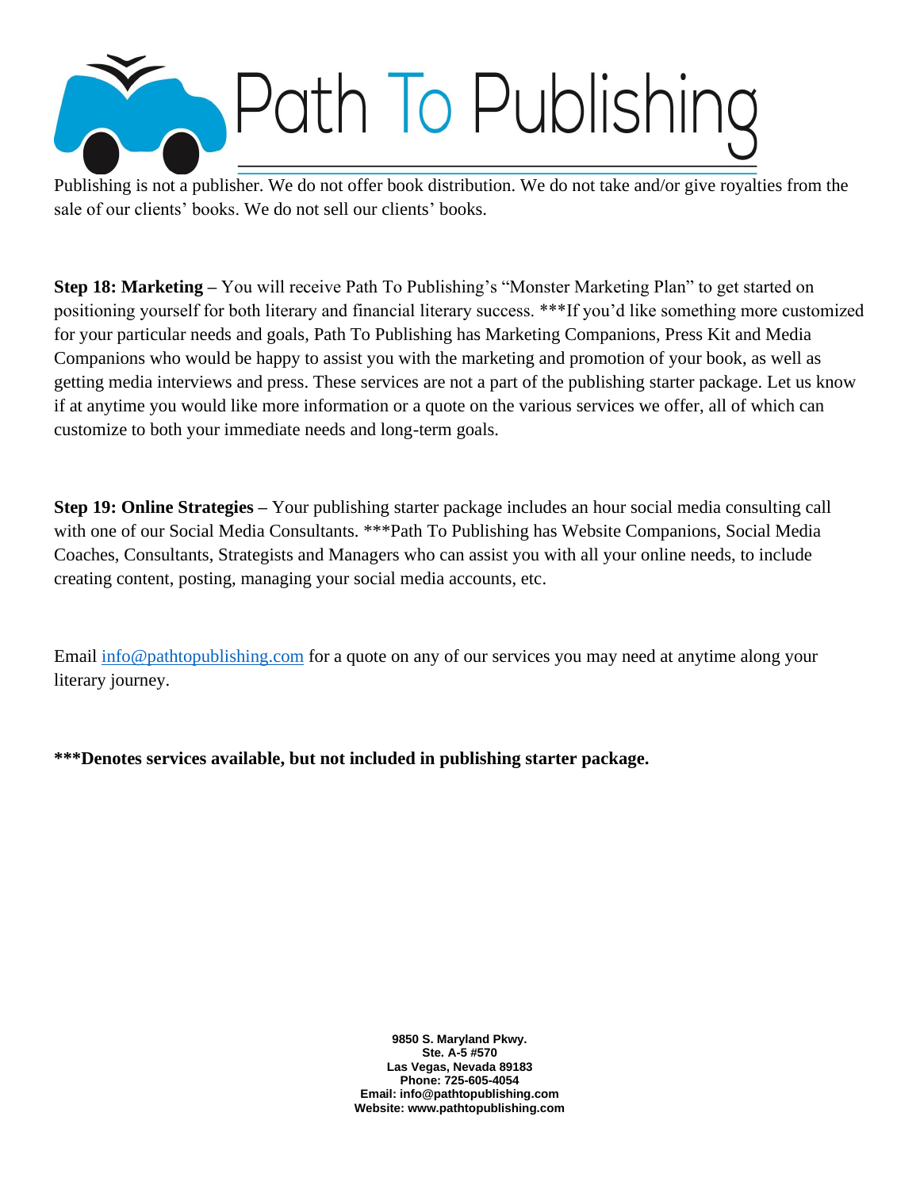Publishing is not a publisher. We do not offer book distribution. We do not take and/or give royalties from the sale of our clients' books. We do not sell our clients' books.

**Step 18: Marketing –** You will receive Path To Publishing's "Monster Marketing Plan" to get started on positioning yourself for both literary and financial literary success. ***If you'd like something more customized for your particular needs and goals, Path To Publishing has Marketing Companions, Press Kit and Media Companions who would be happy to assist you with the marketing and promotion of your book, as well as getting media interviews and press. These services are not a part of the publishing starter package. Let us know if at anytime you would like more information or a quote on the various services we offer, all of which can customize to both your immediate needs and long-term goals.

**Step 19: Online Strategies –** Your publishing starter package includes an hour social media consulting call with one of our Social Media Consultants. ***Path To Publishing has Website Companions, Social Media Coaches, Consultants, Strategists and Managers who can assist you with all your online needs, to include creating content, posting, managing your social media accounts, etc.

Email info@pathtopublishing.com for a quote on any of our services you may need at anytime along your literary journey.

**\*\*\*Denotes services available, but not included in publishing starter package.**